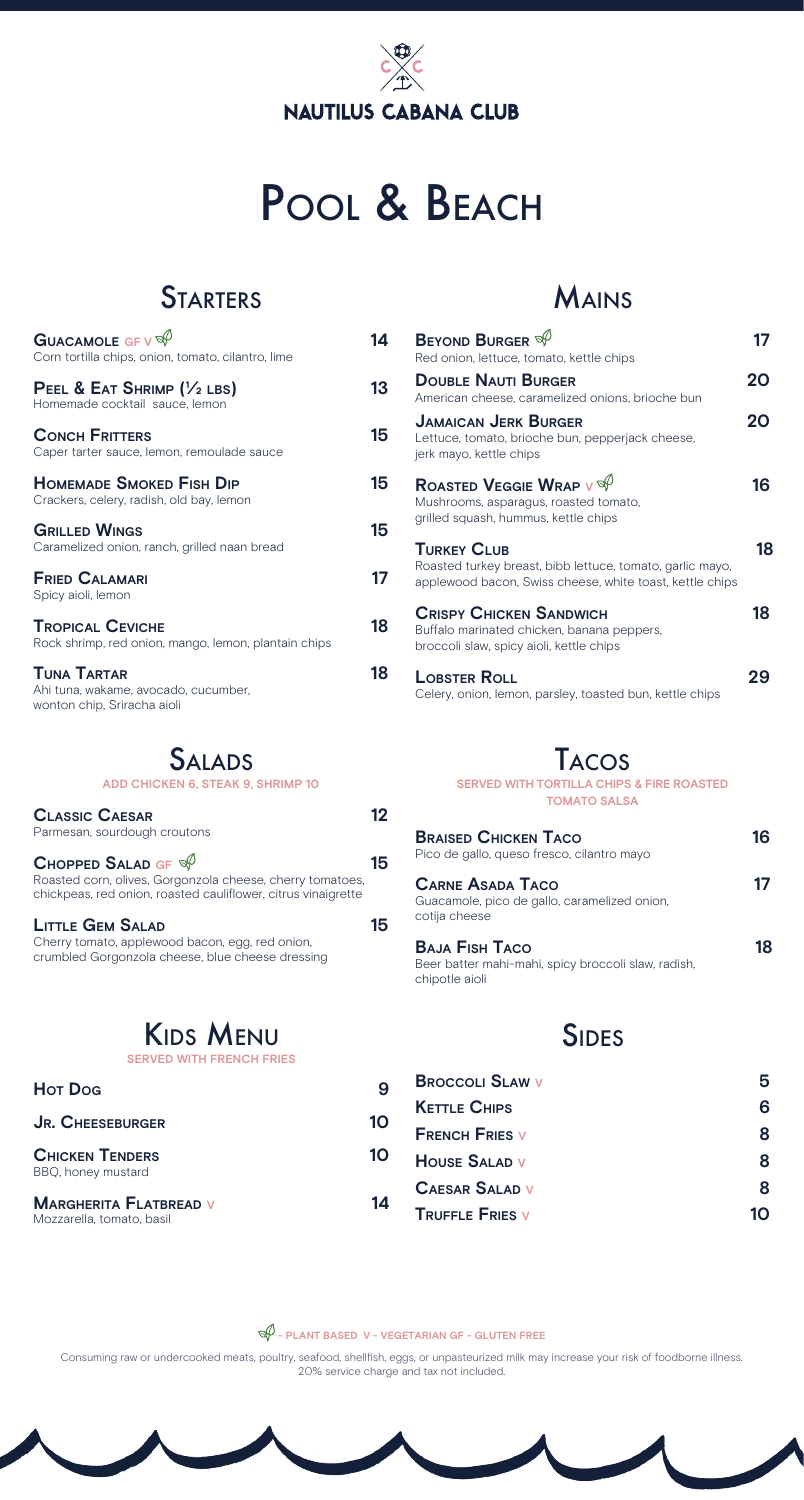# NAUTILUS CABANA CLUB

# Pool & Beach

## Starters

**Guacamole** GF V 🌿 — 14
Corn tortilla chips, onion, tomato, cilantro, lime

**Peel & Eat Shrimp (½ lbs)** — 13
Homemade cocktail sauce, lemon

**Conch Fritters** — 15
Caper tarter sauce, lemon, remoulade sauce

**Homemade Smoked Fish Dip** — 15
Crackers, celery, radish, old bay, lemon

**Grilled Wings** — 15
Caramelized onion, ranch, grilled naan bread

**Fried Calamari** — 17
Spicy aioli, lemon

**Tropical Ceviche** — 18
Rock shrimp, red onion, mango, lemon, plantain chips

**Tuna Tartar** — 18
Ahi tuna, wakame, avocado, cucumber, wonton chip, Sriracha aioli

## Mains

**Beyond Burger** 🌿 — 17
Red onion, lettuce, tomato, kettle chips

**Double Nauti Burger** — 20
American cheese, caramelized onions, brioche bun

**Jamaican Jerk Burger** — 20
Lettuce, tomato, brioche bun, pepperjack cheese, jerk mayo, kettle chips

**Roasted Veggie Wrap** V 🌿 — 16
Mushrooms, asparagus, roasted tomato, grilled squash, hummus, kettle chips

**Turkey Club** — 18
Roasted turkey breast, bibb lettuce, tomato, garlic mayo, applewood bacon, Swiss cheese, white toast, kettle chips

**Crispy Chicken Sandwich** — 18
Buffalo marinated chicken, banana peppers, broccoli slaw, spicy aioli, kettle chips

**Lobster Roll** — 29
Celery, onion, lemon, parsley, toasted bun, kettle chips

## Salads

ADD CHICKEN 6, STEAK 9, SHRIMP 10

**Classic Caesar** — 12
Parmesan, sourdough croutons

**Chopped Salad** GF 🌿 — 15
Roasted corn, olives, Gorgonzola cheese, cherry tomatoes, chickpeas, red onion, roasted cauliflower, citrus vinaigrette

**Little Gem Salad** — 15
Cherry tomato, applewood bacon, egg, red onion, crumbled Gorgonzola cheese, blue cheese dressing

## Tacos

SERVED WITH TORTILLA CHIPS & FIRE ROASTED TOMATO SALSA

**Braised Chicken Taco** — 16
Pico de gallo, queso fresco, cilantro mayo

**Carne Asada Taco** — 17
Guacamole, pico de gallo, caramelized onion, cotija cheese

**Baja Fish Taco** — 18
Beer batter mahi-mahi, spicy broccoli slaw, radish, chipotle aioli

## Kids Menu

SERVED WITH FRENCH FRIES

**Hot Dog** — 9

**Jr. Cheeseburger** — 10

**Chicken Tenders** — 10
BBQ, honey mustard

**Margherita Flatbread** V — 14
Mozzarella, tomato, basil

## Sides

**Broccoli Slaw** V — 5

**Kettle Chips** — 6

**French Fries** V — 8

**House Salad** V — 8

**Caesar Salad** V — 8

**Truffle Fries** V — 10

🌿 - PLANT BASED V - VEGETARIAN GF - GLUTEN FREE

Consuming raw or undercooked meats, poultry, seafood, shellfish, eggs, or unpasteurized milk may increase your risk of foodborne illness. 20% service charge and tax not included.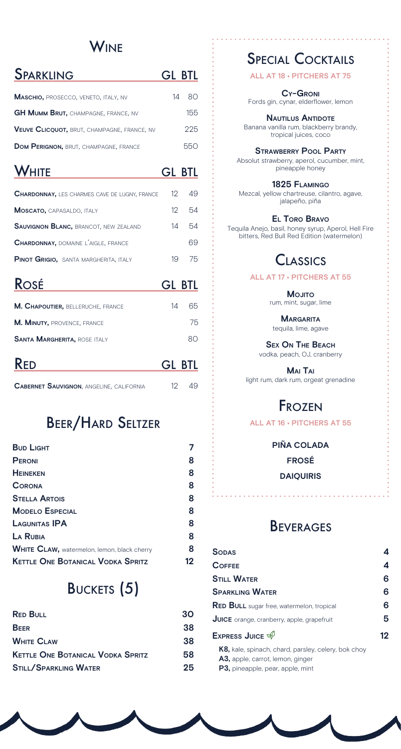# Wine

## Sparkling

| Sparkling | GL | BTL |
|---|---|---|
| **Maschio,** Prosecco, Veneto, Italy, NV | 14 | 80 |
| **GH Mumm Brut,** Champagne, France, NV | | 155 |
| **Veuve Clicquot,** Brut, Champagne, France, NV | | 225 |
| **Dom Perignon,** Brut, Champagne, France | | 550 |

## White

| White | GL | BTL |
|---|---|---|
| **Chardonnay,** Les Charmes Cave de Lugny, France | 12 | 49 |
| **Moscato,** Capasaldo, Italy | 12 | 54 |
| **Sauvignon Blanc,** Brancot, New Zealand | 14 | 54 |
| **Chardonnay,** Domaine L'Aigle, France | | 69 |
| **Pinot Grigio,** Santa Margherita, Italy | 19 | 75 |

## Rosé

| Rosé | GL | BTL |
|---|---|---|
| **M. Chapoutier,** Belleruche, France | 14 | 65 |
| **M. Minuty,** Provence, France | | 75 |
| **Santa Margherita,** Rose Italy | | 80 |

## Red

| Red | GL | BTL |
|---|---|---|
| **Cabernet Sauvignon**, Angeline, California | 12 | 49 |

# Beer/Hard Seltzer

| | |
|---|---|
| **Bud Light** | 7 |
| **Peroni** | 8 |
| **Heineken** | 8 |
| **Corona** | 8 |
| **Stella Artois** | 8 |
| **Modelo Especial** | 8 |
| **Lagunitas IPA** | 8 |
| **La Rubia** | 8 |
| **White Claw,** watermelon, lemon, black cherry | 8 |
| **Kettle One Botanical Vodka Spritz** | 12 |

# Buckets (5)

| | |
|---|---|
| **Red Bull** | 30 |
| **Beer** | 38 |
| **White Claw** | 38 |
| **Kettle One Botanical Vodka Spritz** | 58 |
| **Still/Sparkling Water** | 25 |

# Special Cocktails

**ALL AT 18 • PITCHERS AT 75**

**Cy-Groni**
Fords gin, cynar, elderflower, lemon

**Nautilus Antidote**
Banana vanilla rum, blackberry brandy, tropical juices, coco

**Strawberry Pool Party**
Absolut strawberry, aperol, cucumber, mint, pineapple honey

**1825 Flamingo**
Mezcal, yellow chartreuse, cilantro, agave, jalapeño, piña

**El Toro Bravo**
Tequila Anejo, basil, honey syrup, Aperol, Hell Fire bitters, Red Bull Red Edition (watermelon)

# Classics

**ALL AT 17 • PITCHERS AT 55**

**Mojito**
rum, mint, sugar, lime

**Margarita**
tequila, lime, agave

**Sex On The Beach**
vodka, peach, OJ, cranberry

**Mai Tai**
light rum, dark rum, orgeat grenadine

# Frozen

**ALL AT 16 • PITCHERS AT 55**

**PIÑA COLADA**

**FROSÉ**

**DAIQUIRIS**

# Beverages

| | |
|---|---|
| **Sodas** | 4 |
| **Coffee** | 4 |
| **Still Water** | 6 |
| **Sparkling Water** | 6 |
| **Red Bull** sugar free, watermelon, tropical | 6 |
| **Juice** orange, cranberry, apple, grapefruit | 5 |
| **Express Juice** | 12 |

**K8,** kale, spinach, chard, parsley, celery, bok choy
**A3,** apple, carrot, lemon, ginger
**P3,** pineapple, pear, apple, mint